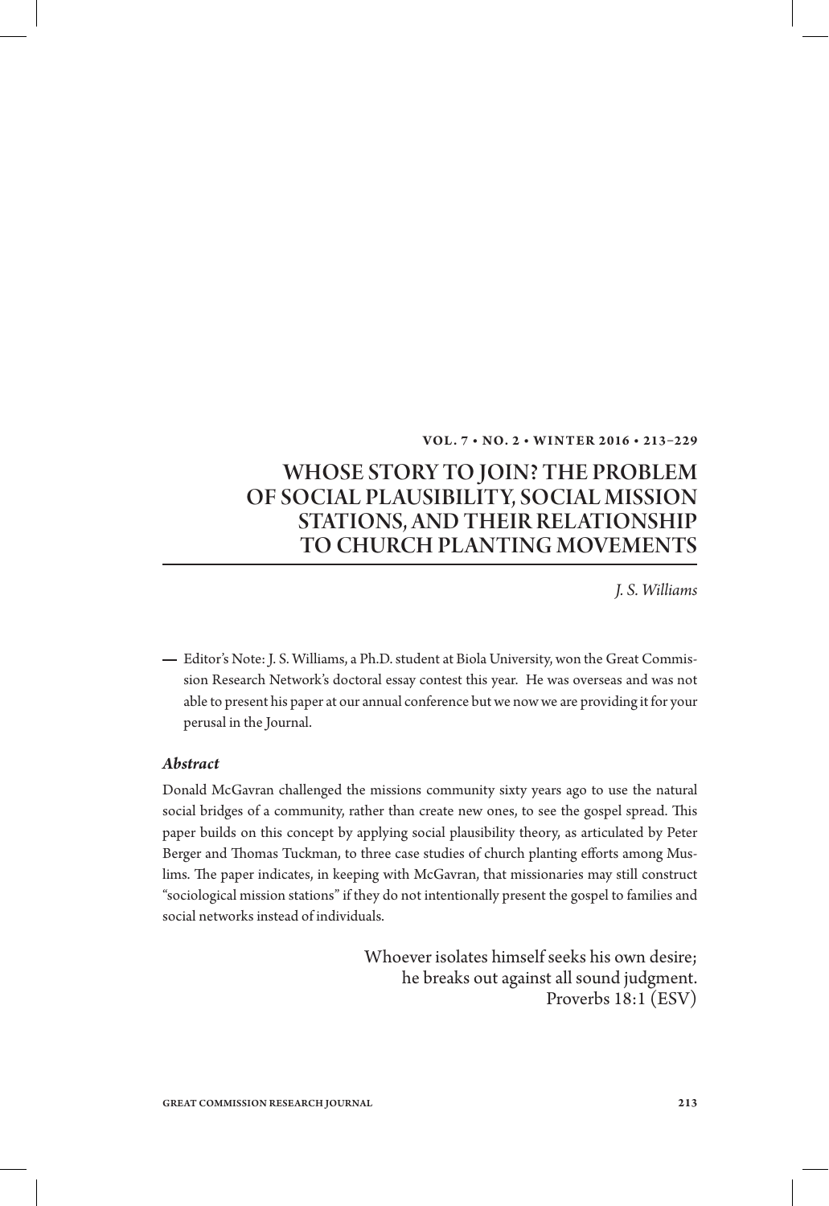# WHOSE STORY TO JOIN? THE PROBLEM OF SOCIAL PLAUSIBILITY, SOCIAL MISSION STATIONS, AND THEIR RELATIONSHIP TO CHURCH PLANTING MOVEMENTS

*J. S. Williams*

— Editor's Note: J. S. Williams, a Ph.D. student at Biola University, won the Great Commission Research Network's doctoral essay contest this year. He was overseas and was not able to present his paper at our annual conference but we now we are providing it for your perusal in the Journal.

### *Abstract*

Donald McGavran challenged the missions community sixty years ago to use the natural social bridges of a community, rather than create new ones, to see the gospel spread. This paper builds on this concept by applying social plausibility theory, as articulated by Peter Berger and Thomas Tuckman, to three case studies of church planting efforts among Muslims. The paper indicates, in keeping with McGavran, that missionaries may still construct "sociological mission stations" if they do not intentionally present the gospel to families and social networks instead of individuals.

> Whoever isolates himself seeks his own desire;
> he breaks out against all sound judgment.
> Proverbs 18:1 (ESV)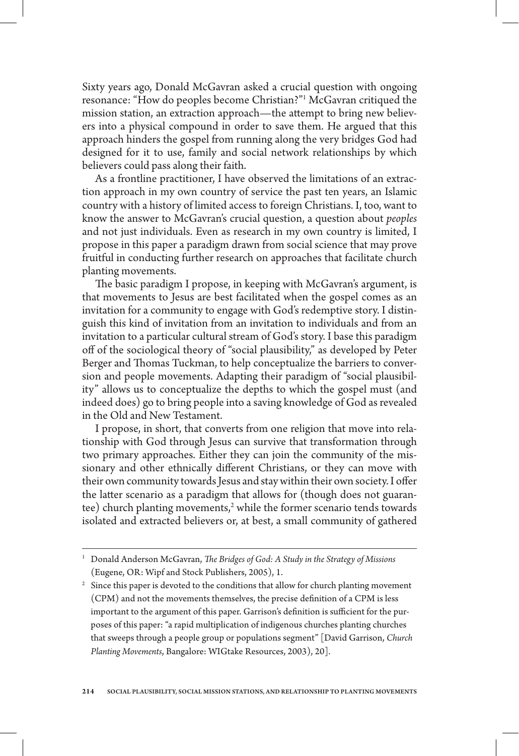Sixty years ago, Donald McGavran asked a crucial question with ongoing resonance: "How do peoples become Christian?"[1] McGavran critiqued the mission station, an extraction approach—the attempt to bring new believers into a physical compound in order to save them. He argued that this approach hinders the gospel from running along the very bridges God had designed for it to use, family and social network relationships by which believers could pass along their faith.

As a frontline practitioner, I have observed the limitations of an extraction approach in my own country of service the past ten years, an Islamic country with a history of limited access to foreign Christians. I, too, want to know the answer to McGavran's crucial question, a question about *peoples* and not just individuals. Even as research in my own country is limited, I propose in this paper a paradigm drawn from social science that may prove fruitful in conducting further research on approaches that facilitate church planting movements.

The basic paradigm I propose, in keeping with McGavran's argument, is that movements to Jesus are best facilitated when the gospel comes as an invitation for a community to engage with God's redemptive story. I distinguish this kind of invitation from an invitation to individuals and from an invitation to a particular cultural stream of God's story. I base this paradigm off of the sociological theory of "social plausibility," as developed by Peter Berger and Thomas Tuckman, to help conceptualize the barriers to conversion and people movements. Adapting their paradigm of "social plausibility" allows us to conceptualize the depths to which the gospel must (and indeed does) go to bring people into a saving knowledge of God as revealed in the Old and New Testament.

I propose, in short, that converts from one religion that move into relationship with God through Jesus can survive that transformation through two primary approaches. Either they can join the community of the missionary and other ethnically different Christians, or they can move with their own community towards Jesus and stay within their own society. I offer the latter scenario as a paradigm that allows for (though does not guarantee) church planting movements,[2] while the former scenario tends towards isolated and extracted believers or, at best, a small community of gathered

---

[1] Donald Anderson McGavran, *The Bridges of God: A Study in the Strategy of Missions* (Eugene, OR: Wipf and Stock Publishers, 2005), 1.

[2] Since this paper is devoted to the conditions that allow for church planting movement (CPM) and not the movements themselves, the precise definition of a CPM is less important to the argument of this paper. Garrison's definition is sufficient for the purposes of this paper: "a rapid multiplication of indigenous churches planting churches that sweeps through a people group or populations segment" [David Garrison, *Church Planting Movements*, Bangalore: WIGtake Resources, 2003), 20].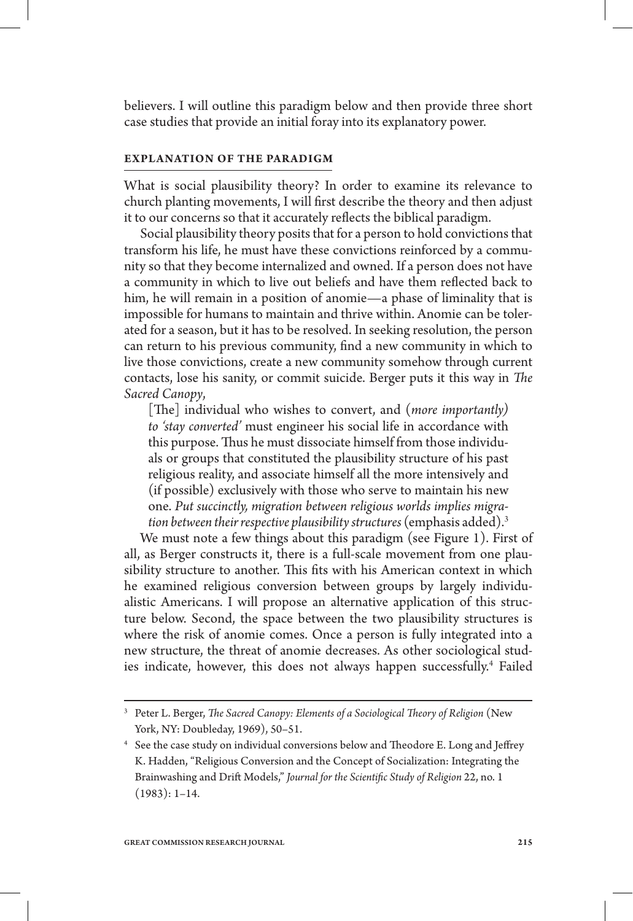believers. I will outline this paradigm below and then provide three short case studies that provide an initial foray into its explanatory power.

## EXPLANATION OF THE PARADIGM

What is social plausibility theory? In order to examine its relevance to church planting movements, I will first describe the theory and then adjust it to our concerns so that it accurately reflects the biblical paradigm.

Social plausibility theory posits that for a person to hold convictions that transform his life, he must have these convictions reinforced by a community so that they become internalized and owned. If a person does not have a community in which to live out beliefs and have them reflected back to him, he will remain in a position of anomie—a phase of liminality that is impossible for humans to maintain and thrive within. Anomie can be tolerated for a season, but it has to be resolved. In seeking resolution, the person can return to his previous community, find a new community in which to live those convictions, create a new community somehow through current contacts, lose his sanity, or commit suicide. Berger puts it this way in *The Sacred Canopy*,

> [The] individual who wishes to convert, and (*more importantly) to 'stay converted'* must engineer his social life in accordance with this purpose. Thus he must dissociate himself from those individuals or groups that constituted the plausibility structure of his past religious reality, and associate himself all the more intensively and (if possible) exclusively with those who serve to maintain his new one. *Put succinctly, migration between religious worlds implies migration between their respective plausibility structures* (emphasis added).[3]

We must note a few things about this paradigm (see Figure 1). First of all, as Berger constructs it, there is a full-scale movement from one plausibility structure to another. This fits with his American context in which he examined religious conversion between groups by largely individualistic Americans. I will propose an alternative application of this structure below. Second, the space between the two plausibility structures is where the risk of anomie comes. Once a person is fully integrated into a new structure, the threat of anomie decreases. As other sociological studies indicate, however, this does not always happen successfully.[4] Failed

---

[3] Peter L. Berger, *The Sacred Canopy: Elements of a Sociological Theory of Religion* (New York, NY: Doubleday, 1969), 50–51.

[4] See the case study on individual conversions below and Theodore E. Long and Jeffrey K. Hadden, "Religious Conversion and the Concept of Socialization: Integrating the Brainwashing and Drift Models," *Journal for the Scientific Study of Religion* 22, no. 1 (1983): 1–14.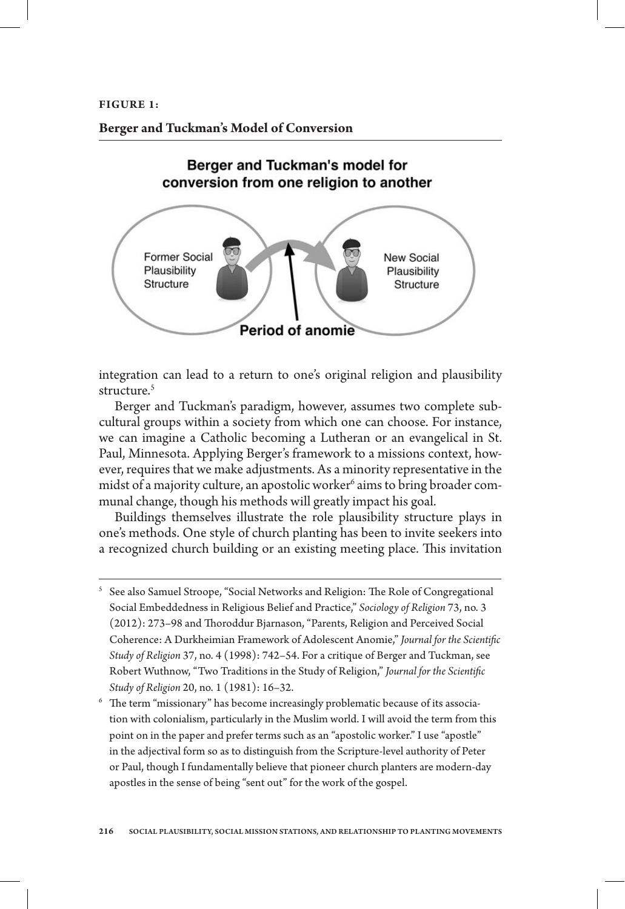**FIGURE 1:**

**Berger and Tuckman's Model of Conversion**

Berger and Tuckman's model for conversion from one religion to another

Former Social Plausibility Structure

New Social Plausibility Structure

Period of anomie

integration can lead to a return to one's original religion and plausibility structure.[5]

Berger and Tuckman's paradigm, however, assumes two complete subcultural groups within a society from which one can choose. For instance, we can imagine a Catholic becoming a Lutheran or an evangelical in St. Paul, Minnesota. Applying Berger's framework to a missions context, however, requires that we make adjustments. As a minority representative in the midst of a majority culture, an apostolic worker[6] aims to bring broader communal change, though his methods will greatly impact his goal.

Buildings themselves illustrate the role plausibility structure plays in one's methods. One style of church planting has been to invite seekers into a recognized church building or an existing meeting place. This invitation

---

[5] See also Samuel Stroope, "Social Networks and Religion: The Role of Congregational Social Embeddedness in Religious Belief and Practice," *Sociology of Religion* 73, no. 3 (2012): 273–98 and Thoroddur Bjarnason, "Parents, Religion and Perceived Social Coherence: A Durkheimian Framework of Adolescent Anomie," *Journal for the Scientific Study of Religion* 37, no. 4 (1998): 742–54. For a critique of Berger and Tuckman, see Robert Wuthnow, "Two Traditions in the Study of Religion," *Journal for the Scientific Study of Religion* 20, no. 1 (1981): 16–32.

[6] The term "missionary" has become increasingly problematic because of its association with colonialism, particularly in the Muslim world. I will avoid the term from this point on in the paper and prefer terms such as an "apostolic worker." I use "apostle" in the adjectival form so as to distinguish from the Scripture-level authority of Peter or Paul, though I fundamentally believe that pioneer church planters are modern-day apostles in the sense of being "sent out" for the work of the gospel.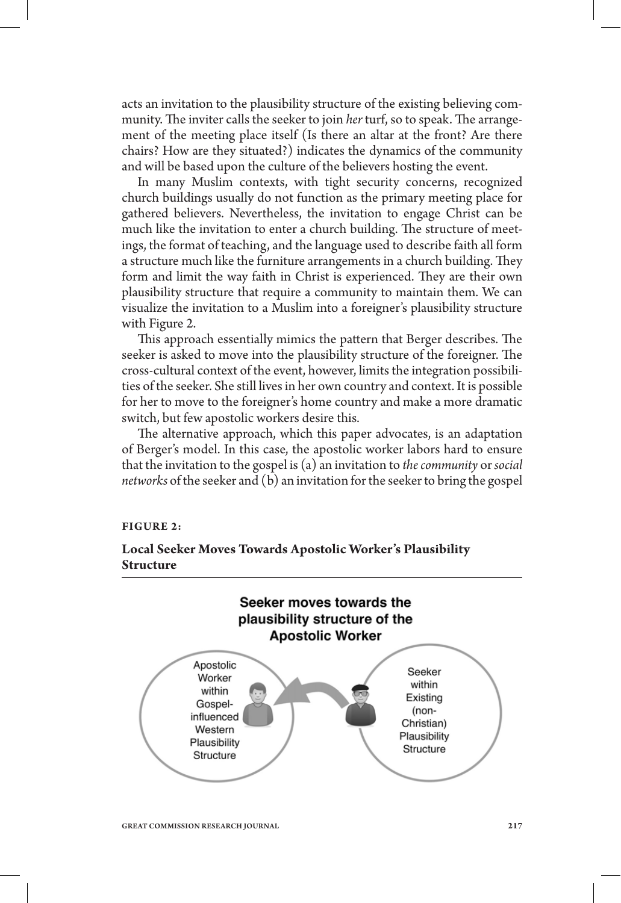acts an invitation to the plausibility structure of the existing believing community. The inviter calls the seeker to join *her* turf, so to speak. The arrangement of the meeting place itself (Is there an altar at the front? Are there chairs? How are they situated?) indicates the dynamics of the community and will be based upon the culture of the believers hosting the event.

In many Muslim contexts, with tight security concerns, recognized church buildings usually do not function as the primary meeting place for gathered believers. Nevertheless, the invitation to engage Christ can be much like the invitation to enter a church building. The structure of meetings, the format of teaching, and the language used to describe faith all form a structure much like the furniture arrangements in a church building. They form and limit the way faith in Christ is experienced. They are their own plausibility structure that require a community to maintain them. We can visualize the invitation to a Muslim into a foreigner's plausibility structure with Figure 2.

This approach essentially mimics the pattern that Berger describes. The seeker is asked to move into the plausibility structure of the foreigner. The cross-cultural context of the event, however, limits the integration possibilities of the seeker. She still lives in her own country and context. It is possible for her to move to the foreigner's home country and make a more dramatic switch, but few apostolic workers desire this.

The alternative approach, which this paper advocates, is an adaptation of Berger's model. In this case, the apostolic worker labors hard to ensure that the invitation to the gospel is (a) an invitation to *the community* or *social networks* of the seeker and (b) an invitation for the seeker to bring the gospel

**FIGURE 2:**

**Local Seeker Moves Towards Apostolic Worker's Plausibility Structure**

Seeker moves towards the plausibility structure of the Apostolic Worker

Apostolic Worker within Gospel-influenced Western Plausibility Structure

Seeker within Existing (non-Christian) Plausibility Structure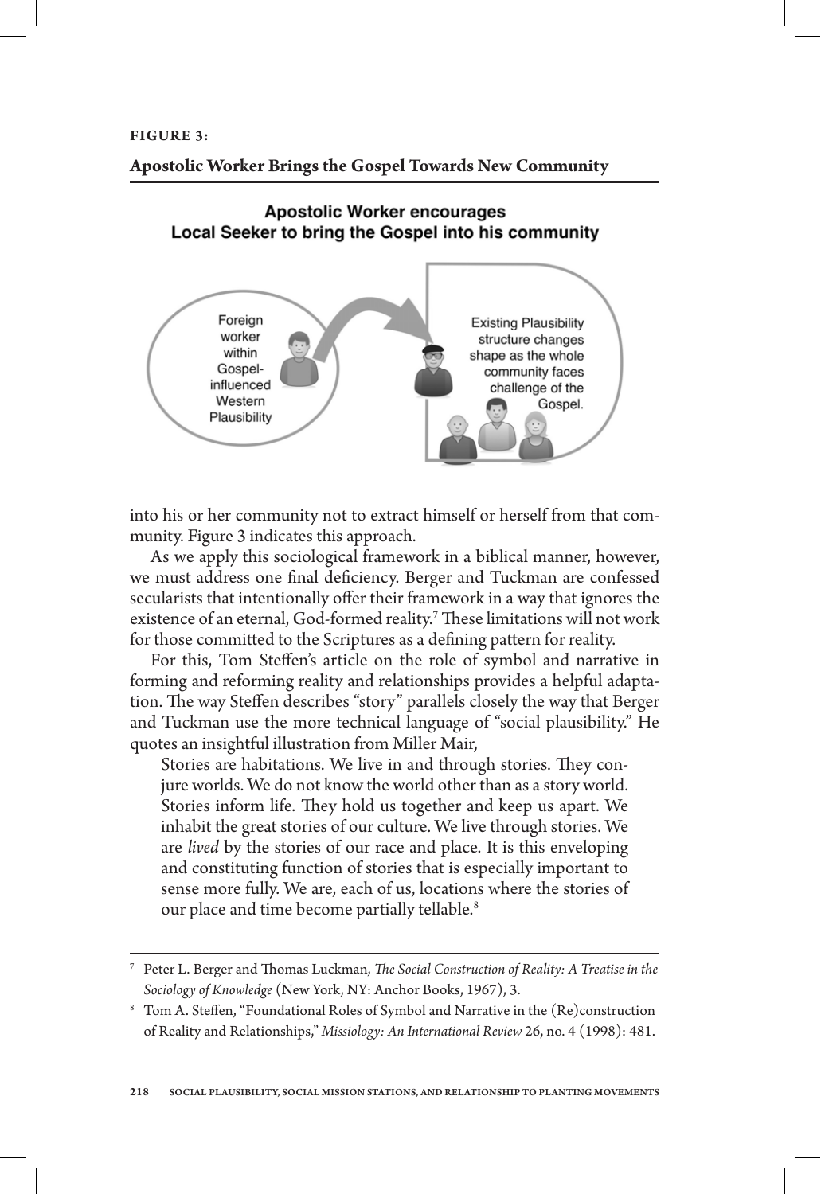**FIGURE 3:**

**Apostolic Worker Brings the Gospel Towards New Community**

Apostolic Worker encourages Local Seeker to bring the Gospel into his community

Foreign worker within Gospel-influenced Western Plausibility

Existing Plausibility structure changes shape as the whole community faces challenge of the Gospel.

into his or her community not to extract himself or herself from that community. Figure 3 indicates this approach.

As we apply this sociological framework in a biblical manner, however, we must address one final deficiency. Berger and Tuckman are confessed secularists that intentionally offer their framework in a way that ignores the existence of an eternal, God-formed reality.[7] These limitations will not work for those committed to the Scriptures as a defining pattern for reality.

For this, Tom Steffen's article on the role of symbol and narrative in forming and reforming reality and relationships provides a helpful adaptation. The way Steffen describes "story" parallels closely the way that Berger and Tuckman use the more technical language of "social plausibility." He quotes an insightful illustration from Miller Mair,

> Stories are habitations. We live in and through stories. They conjure worlds. We do not know the world other than as a story world. Stories inform life. They hold us together and keep us apart. We inhabit the great stories of our culture. We live through stories. We are *lived* by the stories of our race and place. It is this enveloping and constituting function of stories that is especially important to sense more fully. We are, each of us, locations where the stories of our place and time become partially tellable.[8]

---

[7] Peter L. Berger and Thomas Luckman, *The Social Construction of Reality: A Treatise in the Sociology of Knowledge* (New York, NY: Anchor Books, 1967), 3.

[8] Tom A. Steffen, "Foundational Roles of Symbol and Narrative in the (Re)construction of Reality and Relationships," *Missiology: An International Review* 26, no. 4 (1998): 481.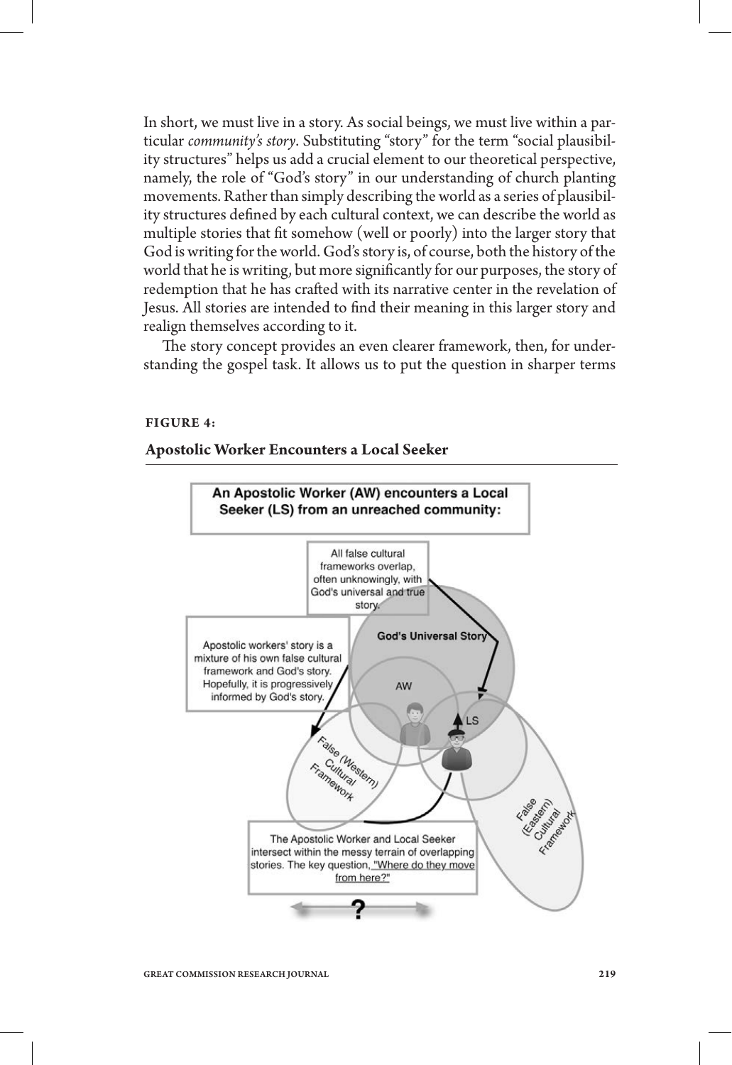In short, we must live in a story. As social beings, we must live within a particular *community's story*. Substituting "story" for the term "social plausibility structures" helps us add a crucial element to our theoretical perspective, namely, the role of "God's story" in our understanding of church planting movements. Rather than simply describing the world as a series of plausibility structures defined by each cultural context, we can describe the world as multiple stories that fit somehow (well or poorly) into the larger story that God is writing for the world. God's story is, of course, both the history of the world that he is writing, but more significantly for our purposes, the story of redemption that he has crafted with its narrative center in the revelation of Jesus. All stories are intended to find their meaning in this larger story and realign themselves according to it.

The story concept provides an even clearer framework, then, for understanding the gospel task. It allows us to put the question in sharper terms

**FIGURE 4:**

**Apostolic Worker Encounters a Local Seeker**

An Apostolic Worker (AW) encounters a Local Seeker (LS) from an unreached community:

All false cultural frameworks overlap, often unknowingly, with God's universal and true story.

God's Universal Story

Apostolic workers' story is a mixture of his own false cultural framework and God's story. Hopefully, it is progressively informed by God's story.

AW

LS

False (Western) Cultural Framework

False (Eastern) Cultural Framework

The Apostolic Worker and Local Seeker intersect within the messy terrain of overlapping stories. The key question, "Where do they move from here?"

?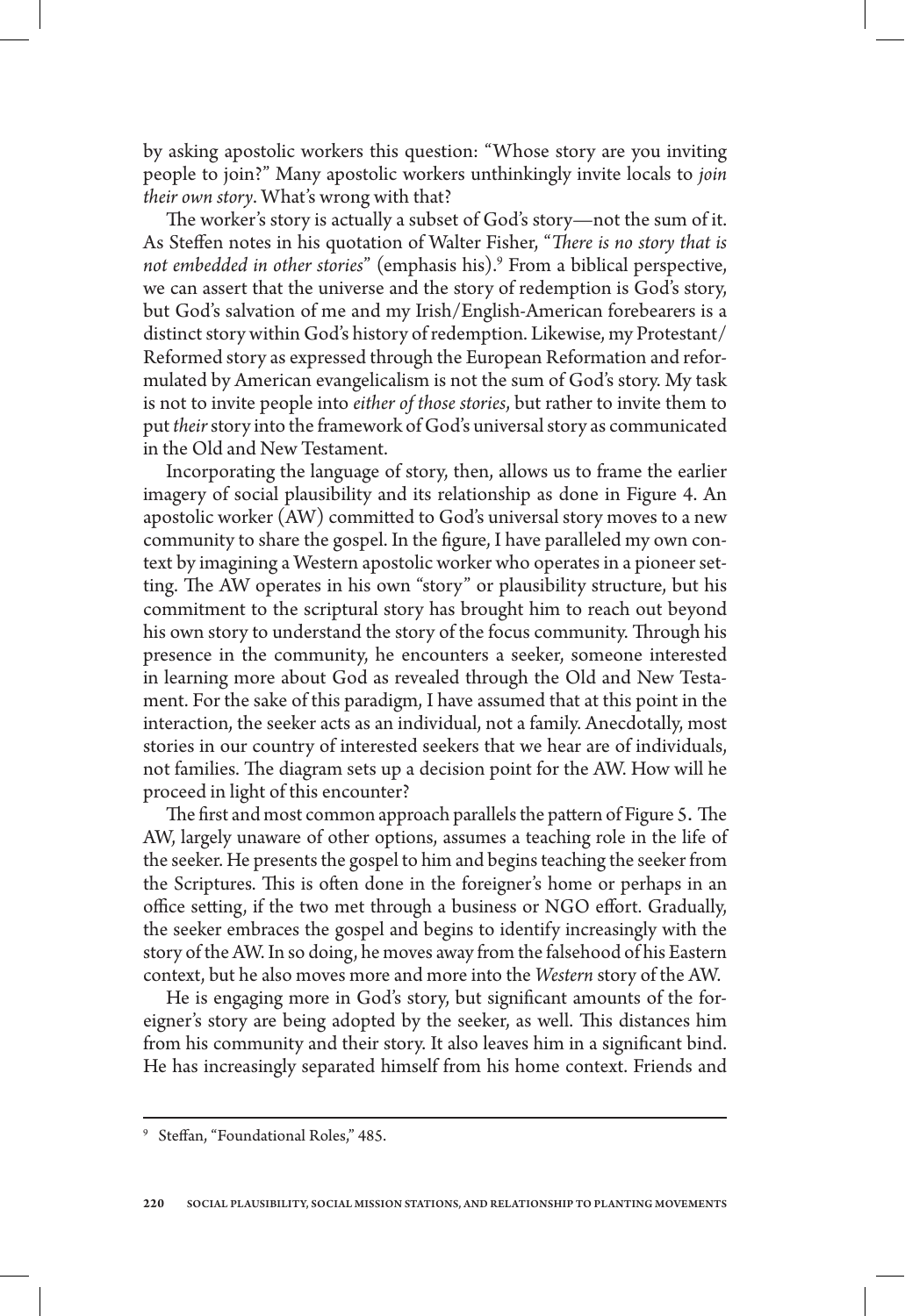by asking apostolic workers this question: "Whose story are you inviting people to join?" Many apostolic workers unthinkingly invite locals to *join their own story*. What's wrong with that?

The worker's story is actually a subset of God's story—not the sum of it. As Steffen notes in his quotation of Walter Fisher, "*There is no story that is not embedded in other stories*" (emphasis his).[9] From a biblical perspective, we can assert that the universe and the story of redemption is God's story, but God's salvation of me and my Irish/English-American forebearers is a distinct story within God's history of redemption. Likewise, my Protestant/Reformed story as expressed through the European Reformation and reformulated by American evangelicalism is not the sum of God's story. My task is not to invite people into *either of those stories*, but rather to invite them to put *their* story into the framework of God's universal story as communicated in the Old and New Testament.

Incorporating the language of story, then, allows us to frame the earlier imagery of social plausibility and its relationship as done in Figure 4. An apostolic worker (AW) committed to God's universal story moves to a new community to share the gospel. In the figure, I have paralleled my own context by imagining a Western apostolic worker who operates in a pioneer setting. The AW operates in his own "story" or plausibility structure, but his commitment to the scriptural story has brought him to reach out beyond his own story to understand the story of the focus community. Through his presence in the community, he encounters a seeker, someone interested in learning more about God as revealed through the Old and New Testament. For the sake of this paradigm, I have assumed that at this point in the interaction, the seeker acts as an individual, not a family. Anecdotally, most stories in our country of interested seekers that we hear are of individuals, not families. The diagram sets up a decision point for the AW. How will he proceed in light of this encounter?

The first and most common approach parallels the pattern of Figure 5. The AW, largely unaware of other options, assumes a teaching role in the life of the seeker. He presents the gospel to him and begins teaching the seeker from the Scriptures. This is often done in the foreigner's home or perhaps in an office setting, if the two met through a business or NGO effort. Gradually, the seeker embraces the gospel and begins to identify increasingly with the story of the AW. In so doing, he moves away from the falsehood of his Eastern context, but he also moves more and more into the *Western* story of the AW.

He is engaging more in God's story, but significant amounts of the foreigner's story are being adopted by the seeker, as well. This distances him from his community and their story. It also leaves him in a significant bind. He has increasingly separated himself from his home context. Friends and

---

[9] Steffan, "Foundational Roles," 485.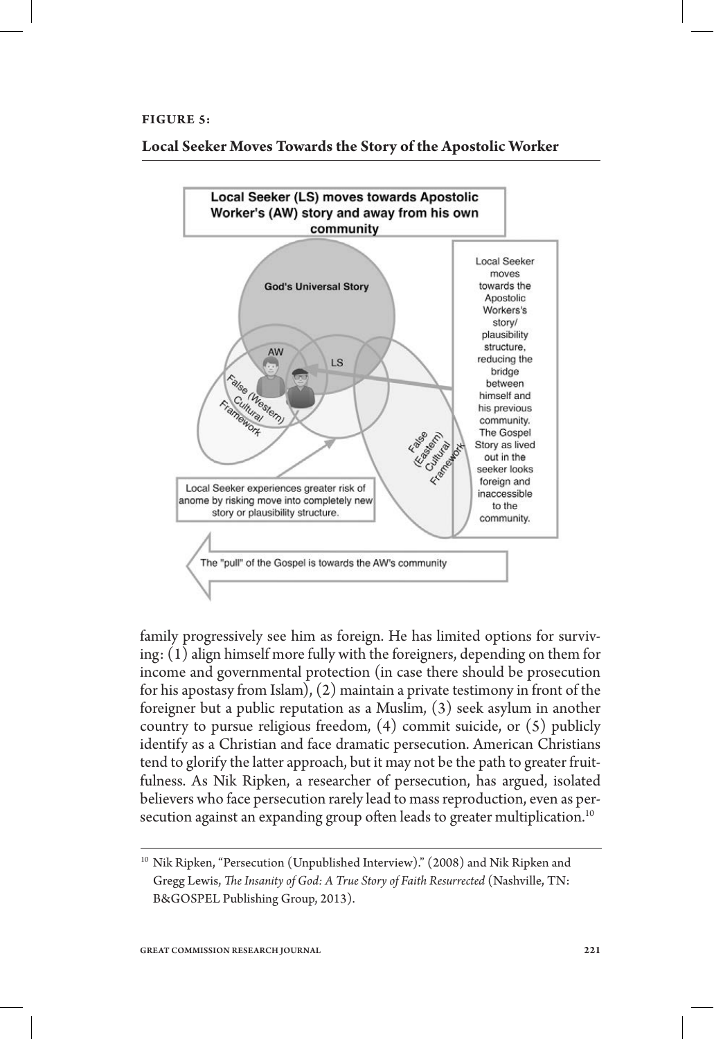**FIGURE 5:**

**Local Seeker Moves Towards the Story of the Apostolic Worker**

Local Seeker (LS) moves towards Apostolic Worker's (AW) story and away from his own community

God's Universal Story

AW

LS

False (Western) Cultural Framework

False (Eastern) Cultural Framework

Local Seeker moves towards the Apostolic Workers's story/ plausibility structure, reducing the bridge between himself and his previous community. The Gospel Story as lived out in the seeker looks foreign and inaccessible to the community.

Local Seeker experiences greater risk of anome by risking move into completely new story or plausibility structure.

The "pull" of the Gospel is towards the AW's community

family progressively see him as foreign. He has limited options for surviving: (1) align himself more fully with the foreigners, depending on them for income and governmental protection (in case there should be prosecution for his apostasy from Islam), (2) maintain a private testimony in front of the foreigner but a public reputation as a Muslim, (3) seek asylum in another country to pursue religious freedom, (4) commit suicide, or (5) publicly identify as a Christian and face dramatic persecution. American Christians tend to glorify the latter approach, but it may not be the path to greater fruitfulness. As Nik Ripken, a researcher of persecution, has argued, isolated believers who face persecution rarely lead to mass reproduction, even as persecution against an expanding group often leads to greater multiplication.[10]

---

[10] Nik Ripken, "Persecution (Unpublished Interview)." (2008) and Nik Ripken and Gregg Lewis, *The Insanity of God: A True Story of Faith Resurrected* (Nashville, TN: B&GOSPEL Publishing Group, 2013).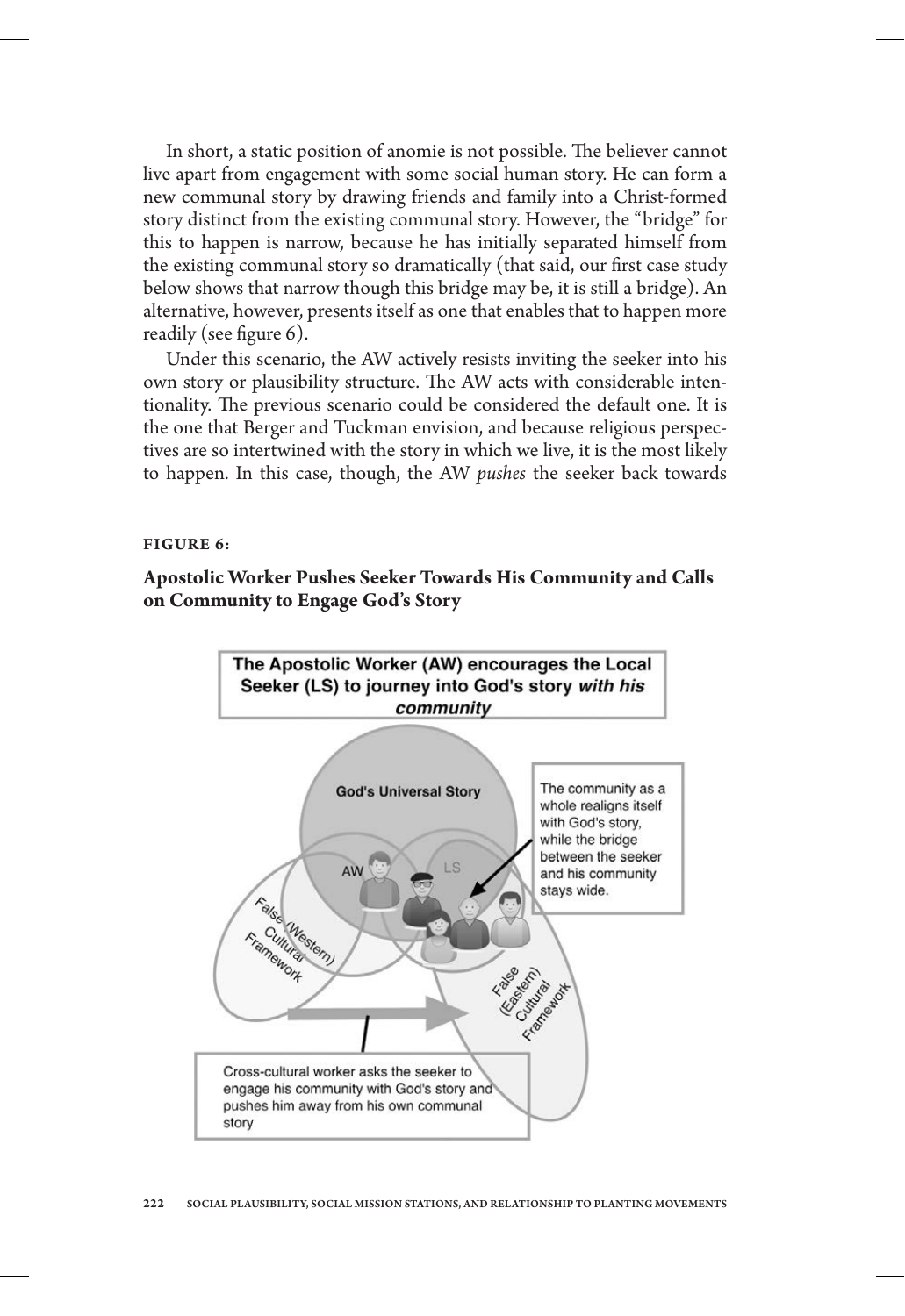In short, a static position of anomie is not possible. The believer cannot live apart from engagement with some social human story. He can form a new communal story by drawing friends and family into a Christ-formed story distinct from the existing communal story. However, the "bridge" for this to happen is narrow, because he has initially separated himself from the existing communal story so dramatically (that said, our first case study below shows that narrow though this bridge may be, it is still a bridge). An alternative, however, presents itself as one that enables that to happen more readily (see figure 6).

Under this scenario, the AW actively resists inviting the seeker into his own story or plausibility structure. The AW acts with considerable intentionality. The previous scenario could be considered the default one. It is the one that Berger and Tuckman envision, and because religious perspectives are so intertwined with the story in which we live, it is the most likely to happen. In this case, though, the AW *pushes* the seeker back towards

**FIGURE 6:**

**Apostolic Worker Pushes Seeker Towards His Community and Calls on Community to Engage God's Story**

The Apostolic Worker (AW) encourages the Local Seeker (LS) to journey into God's story *with his community*

God's Universal Story

AW

LS

False (Western) Cultural Framework

False (Eastern) Cultural Framework

The community as a whole realigns itself with God's story, while the bridge between the seeker and his community stays wide.

Cross-cultural worker asks the seeker to engage his community with God's story and pushes him away from his own communal story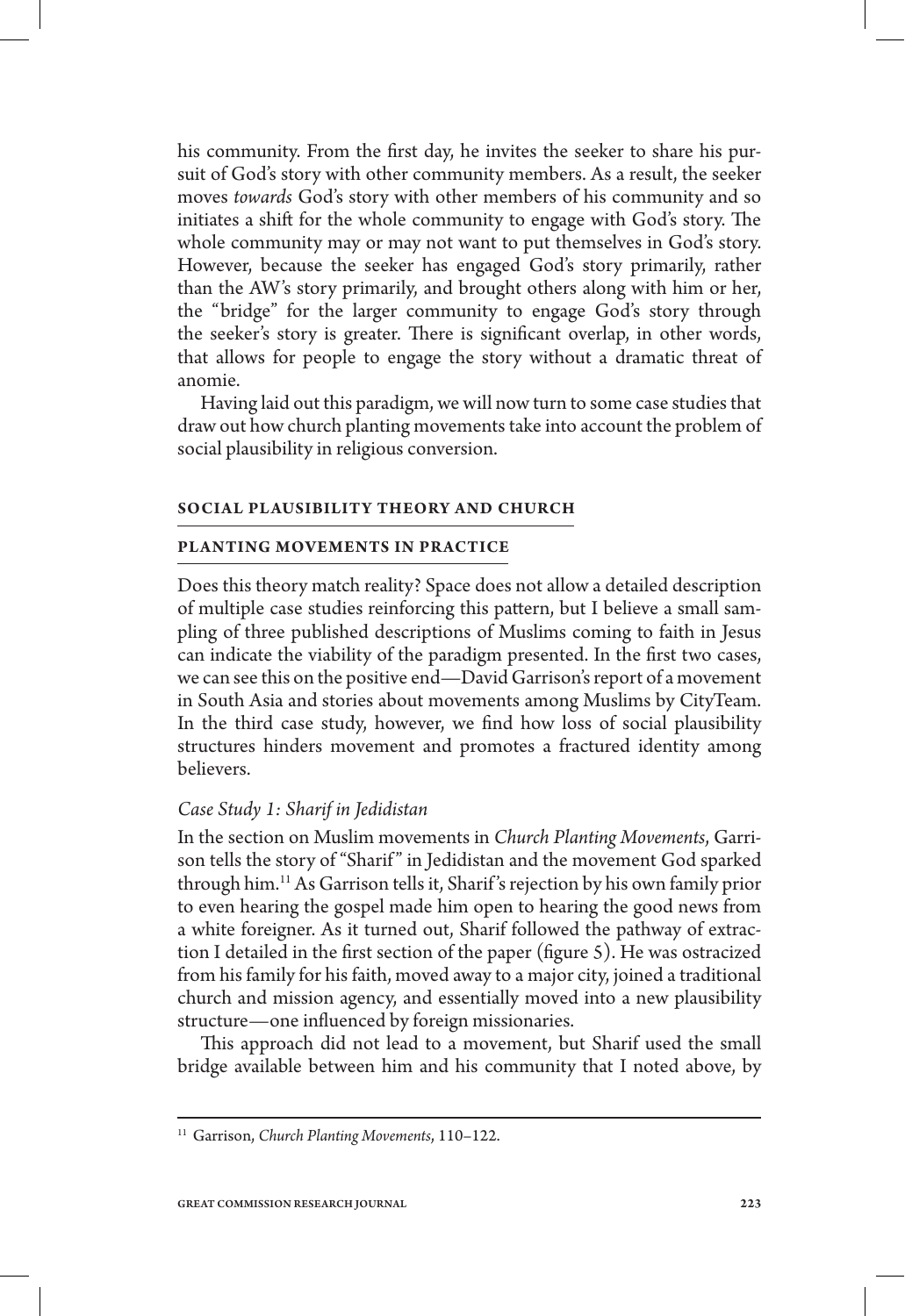his community. From the first day, he invites the seeker to share his pursuit of God's story with other community members. As a result, the seeker moves *towards* God's story with other members of his community and so initiates a shift for the whole community to engage with God's story. The whole community may or may not want to put themselves in God's story. However, because the seeker has engaged God's story primarily, rather than the AW's story primarily, and brought others along with him or her, the "bridge" for the larger community to engage God's story through the seeker's story is greater. There is significant overlap, in other words, that allows for people to engage the story without a dramatic threat of anomie.

Having laid out this paradigm, we will now turn to some case studies that draw out how church planting movements take into account the problem of social plausibility in religious conversion.

## SOCIAL PLAUSIBILITY THEORY AND CHURCH PLANTING MOVEMENTS IN PRACTICE

Does this theory match reality? Space does not allow a detailed description of multiple case studies reinforcing this pattern, but I believe a small sampling of three published descriptions of Muslims coming to faith in Jesus can indicate the viability of the paradigm presented. In the first two cases, we can see this on the positive end—David Garrison's report of a movement in South Asia and stories about movements among Muslims by CityTeam. In the third case study, however, we find how loss of social plausibility structures hinders movement and promotes a fractured identity among believers.

### *Case Study 1: Sharif in Jedidistan*

In the section on Muslim movements in *Church Planting Movements*, Garrison tells the story of "Sharif" in Jedidistan and the movement God sparked through him.[11] As Garrison tells it, Sharif's rejection by his own family prior to even hearing the gospel made him open to hearing the good news from a white foreigner. As it turned out, Sharif followed the pathway of extraction I detailed in the first section of the paper (figure 5). He was ostracized from his family for his faith, moved away to a major city, joined a traditional church and mission agency, and essentially moved into a new plausibility structure—one influenced by foreign missionaries.

This approach did not lead to a movement, but Sharif used the small bridge available between him and his community that I noted above, by

[11] Garrison, *Church Planting Movements*, 110–122.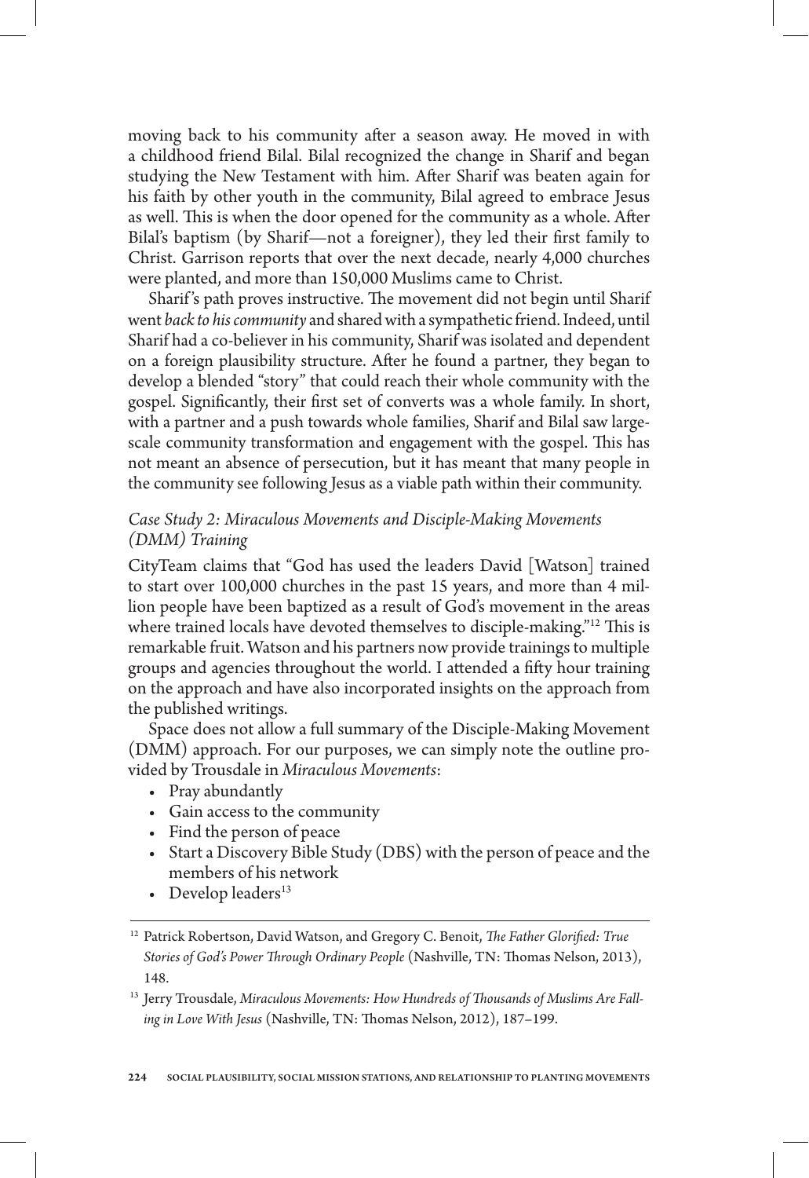moving back to his community after a season away. He moved in with a childhood friend Bilal. Bilal recognized the change in Sharif and began studying the New Testament with him. After Sharif was beaten again for his faith by other youth in the community, Bilal agreed to embrace Jesus as well. This is when the door opened for the community as a whole. After Bilal's baptism (by Sharif—not a foreigner), they led their first family to Christ. Garrison reports that over the next decade, nearly 4,000 churches were planted, and more than 150,000 Muslims came to Christ.

Sharif's path proves instructive. The movement did not begin until Sharif went *back to his community* and shared with a sympathetic friend. Indeed, until Sharif had a co-believer in his community, Sharif was isolated and dependent on a foreign plausibility structure. After he found a partner, they began to develop a blended "story" that could reach their whole community with the gospel. Significantly, their first set of converts was a whole family. In short, with a partner and a push towards whole families, Sharif and Bilal saw large-scale community transformation and engagement with the gospel. This has not meant an absence of persecution, but it has meant that many people in the community see following Jesus as a viable path within their community.

### *Case Study 2: Miraculous Movements and Disciple-Making Movements (DMM) Training*

CityTeam claims that "God has used the leaders David [Watson] trained to start over 100,000 churches in the past 15 years, and more than 4 million people have been baptized as a result of God's movement in the areas where trained locals have devoted themselves to disciple-making."[12] This is remarkable fruit. Watson and his partners now provide trainings to multiple groups and agencies throughout the world. I attended a fifty hour training on the approach and have also incorporated insights on the approach from the published writings.

Space does not allow a full summary of the Disciple-Making Movement (DMM) approach. For our purposes, we can simply note the outline provided by Trousdale in *Miraculous Movements*:

- Pray abundantly
- Gain access to the community
- Find the person of peace
- Start a Discovery Bible Study (DBS) with the person of peace and the members of his network
- Develop leaders[13]

---

[12] Patrick Robertson, David Watson, and Gregory C. Benoit, *The Father Glorified: True Stories of God's Power Through Ordinary People* (Nashville, TN: Thomas Nelson, 2013), 148.

[13] Jerry Trousdale, *Miraculous Movements: How Hundreds of Thousands of Muslims Are Falling in Love With Jesus* (Nashville, TN: Thomas Nelson, 2012), 187–199.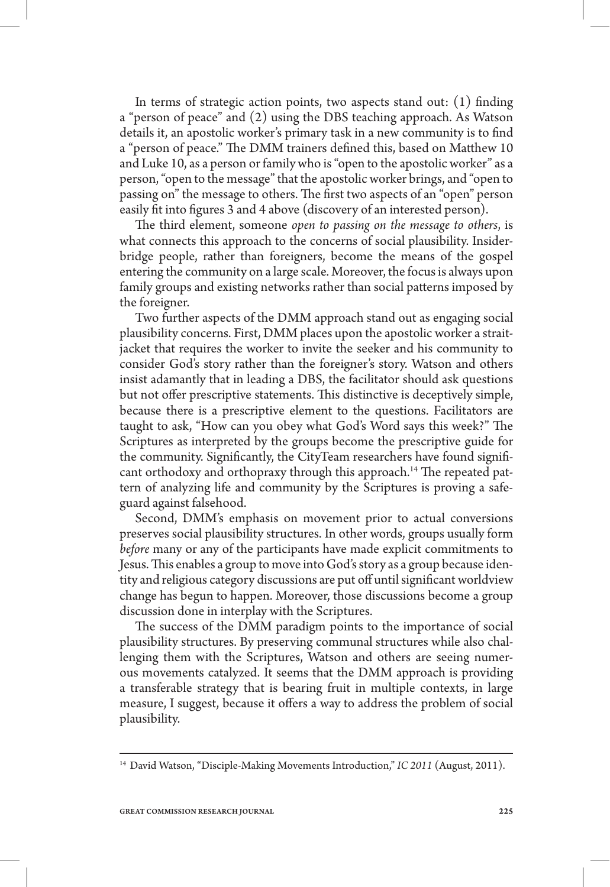In terms of strategic action points, two aspects stand out: (1) finding a "person of peace" and (2) using the DBS teaching approach. As Watson details it, an apostolic worker's primary task in a new community is to find a "person of peace." The DMM trainers defined this, based on Matthew 10 and Luke 10, as a person or family who is "open to the apostolic worker" as a person, "open to the message" that the apostolic worker brings, and "open to passing on" the message to others. The first two aspects of an "open" person easily fit into figures 3 and 4 above (discovery of an interested person).

The third element, someone *open to passing on the message to others*, is what connects this approach to the concerns of social plausibility. Insider-bridge people, rather than foreigners, become the means of the gospel entering the community on a large scale. Moreover, the focus is always upon family groups and existing networks rather than social patterns imposed by the foreigner.

Two further aspects of the DMM approach stand out as engaging social plausibility concerns. First, DMM places upon the apostolic worker a strait-jacket that requires the worker to invite the seeker and his community to consider God's story rather than the foreigner's story. Watson and others insist adamantly that in leading a DBS, the facilitator should ask questions but not offer prescriptive statements. This distinctive is deceptively simple, because there is a prescriptive element to the questions. Facilitators are taught to ask, "How can you obey what God's Word says this week?" The Scriptures as interpreted by the groups become the prescriptive guide for the community. Significantly, the CityTeam researchers have found significant orthodoxy and orthopraxy through this approach.[14] The repeated pattern of analyzing life and community by the Scriptures is proving a safeguard against falsehood.

Second, DMM's emphasis on movement prior to actual conversions preserves social plausibility structures. In other words, groups usually form *before* many or any of the participants have made explicit commitments to Jesus. This enables a group to move into God's story as a group because identity and religious category discussions are put off until significant worldview change has begun to happen. Moreover, those discussions become a group discussion done in interplay with the Scriptures.

The success of the DMM paradigm points to the importance of social plausibility structures. By preserving communal structures while also challenging them with the Scriptures, Watson and others are seeing numerous movements catalyzed. It seems that the DMM approach is providing a transferable strategy that is bearing fruit in multiple contexts, in large measure, I suggest, because it offers a way to address the problem of social plausibility.

---

[14] David Watson, "Disciple-Making Movements Introduction," *IC 2011* (August, 2011).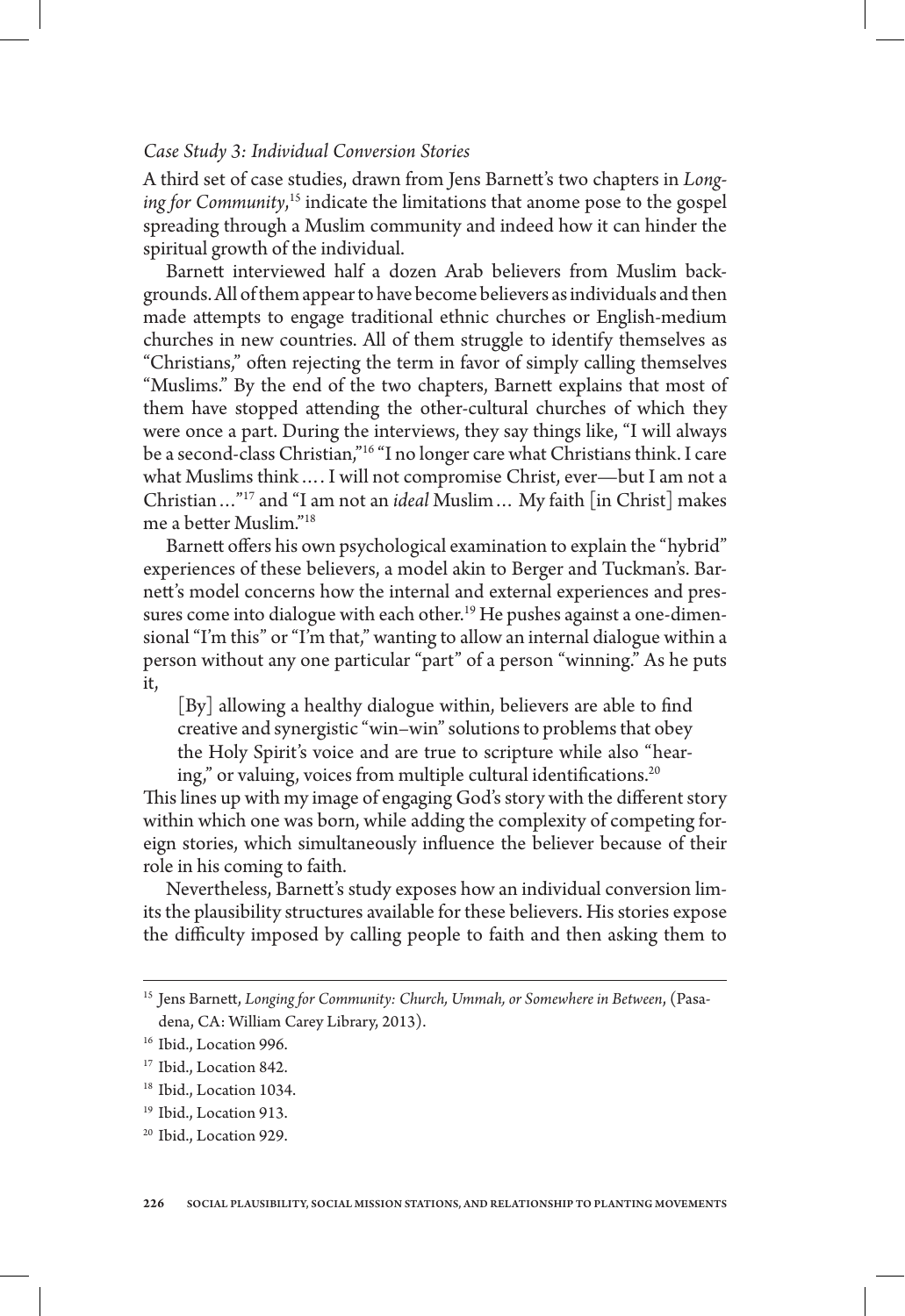### *Case Study 3: Individual Conversion Stories*

A third set of case studies, drawn from Jens Barnett's two chapters in *Longing for Community*,[15] indicate the limitations that anome pose to the gospel spreading through a Muslim community and indeed how it can hinder the spiritual growth of the individual.

Barnett interviewed half a dozen Arab believers from Muslim backgrounds. All of them appear to have become believers as individuals and then made attempts to engage traditional ethnic churches or English-medium churches in new countries. All of them struggle to identify themselves as "Christians," often rejecting the term in favor of simply calling themselves "Muslims." By the end of the two chapters, Barnett explains that most of them have stopped attending the other-cultural churches of which they were once a part. During the interviews, they say things like, "I will always be a second-class Christian,"[16] "I no longer care what Christians think. I care what Muslims think…. I will not compromise Christ, ever—but I am not a Christian…"[17] and "I am not an *ideal* Muslim… My faith [in Christ] makes me a better Muslim."[18]

Barnett offers his own psychological examination to explain the "hybrid" experiences of these believers, a model akin to Berger and Tuckman's. Barnett's model concerns how the internal and external experiences and pressures come into dialogue with each other.[19] He pushes against a one-dimensional "I'm this" or "I'm that," wanting to allow an internal dialogue within a person without any one particular "part" of a person "winning." As he puts it,

> [By] allowing a healthy dialogue within, believers are able to find creative and synergistic "win–win" solutions to problems that obey the Holy Spirit's voice and are true to scripture while also "hearing," or valuing, voices from multiple cultural identifications.[20]

This lines up with my image of engaging God's story with the different story within which one was born, while adding the complexity of competing foreign stories, which simultaneously influence the believer because of their role in his coming to faith.

Nevertheless, Barnett's study exposes how an individual conversion limits the plausibility structures available for these believers. His stories expose the difficulty imposed by calling people to faith and then asking them to

---

[15] Jens Barnett, *Longing for Community: Church, Ummah, or Somewhere in Between*, (Pasadena, CA: William Carey Library, 2013).

[16] Ibid., Location 996.

[17] Ibid., Location 842.

[18] Ibid., Location 1034.

[19] Ibid., Location 913.

[20] Ibid., Location 929.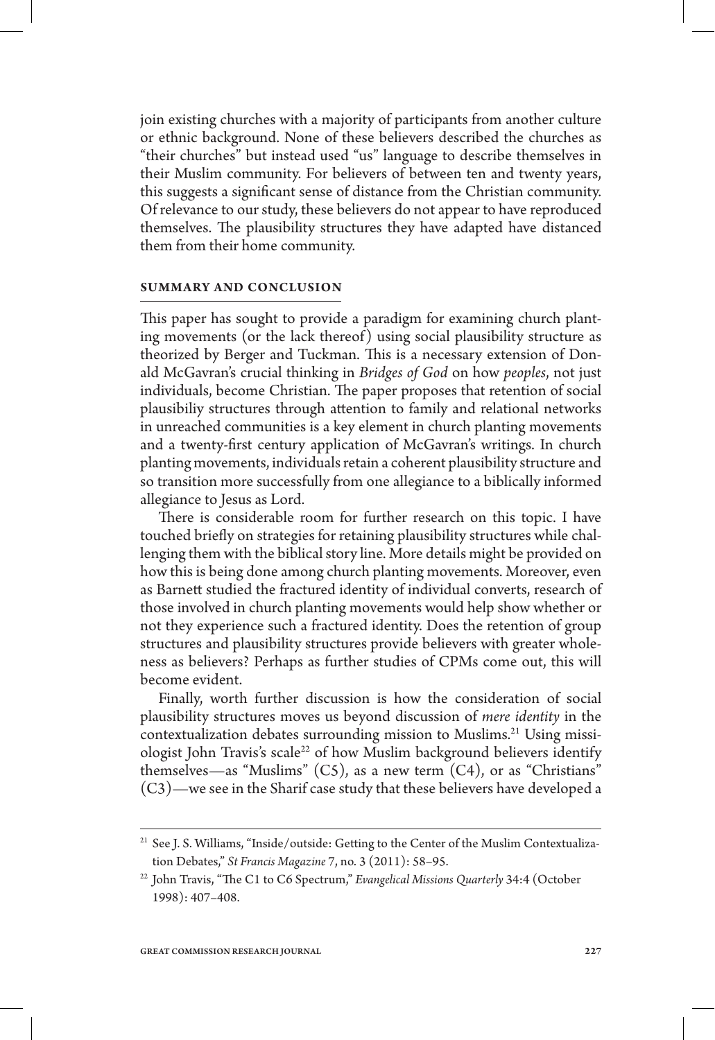join existing churches with a majority of participants from another culture or ethnic background. None of these believers described the churches as "their churches" but instead used "us" language to describe themselves in their Muslim community. For believers of between ten and twenty years, this suggests a significant sense of distance from the Christian community. Of relevance to our study, these believers do not appear to have reproduced themselves. The plausibility structures they have adapted have distanced them from their home community.

## SUMMARY AND CONCLUSION

This paper has sought to provide a paradigm for examining church planting movements (or the lack thereof) using social plausibility structure as theorized by Berger and Tuckman. This is a necessary extension of Donald McGavran's crucial thinking in *Bridges of God* on how *peoples*, not just individuals, become Christian. The paper proposes that retention of social plausibiliy structures through attention to family and relational networks in unreached communities is a key element in church planting movements and a twenty-first century application of McGavran's writings. In church planting movements, individuals retain a coherent plausibility structure and so transition more successfully from one allegiance to a biblically informed allegiance to Jesus as Lord.

There is considerable room for further research on this topic. I have touched briefly on strategies for retaining plausibility structures while challenging them with the biblical story line. More details might be provided on how this is being done among church planting movements. Moreover, even as Barnett studied the fractured identity of individual converts, research of those involved in church planting movements would help show whether or not they experience such a fractured identity. Does the retention of group structures and plausibility structures provide believers with greater wholeness as believers? Perhaps as further studies of CPMs come out, this will become evident.

Finally, worth further discussion is how the consideration of social plausibility structures moves us beyond discussion of *mere identity* in the contextualization debates surrounding mission to Muslims.[21] Using missiologist John Travis's scale[22] of how Muslim background believers identify themselves—as "Muslims" (C5), as a new term (C4), or as "Christians" (C3)—we see in the Sharif case study that these believers have developed a

---

[21] See J. S. Williams, "Inside/outside: Getting to the Center of the Muslim Contextualization Debates," *St Francis Magazine* 7, no. 3 (2011): 58–95.

[22] John Travis, "The C1 to C6 Spectrum," *Evangelical Missions Quarterly* 34:4 (October 1998): 407–408.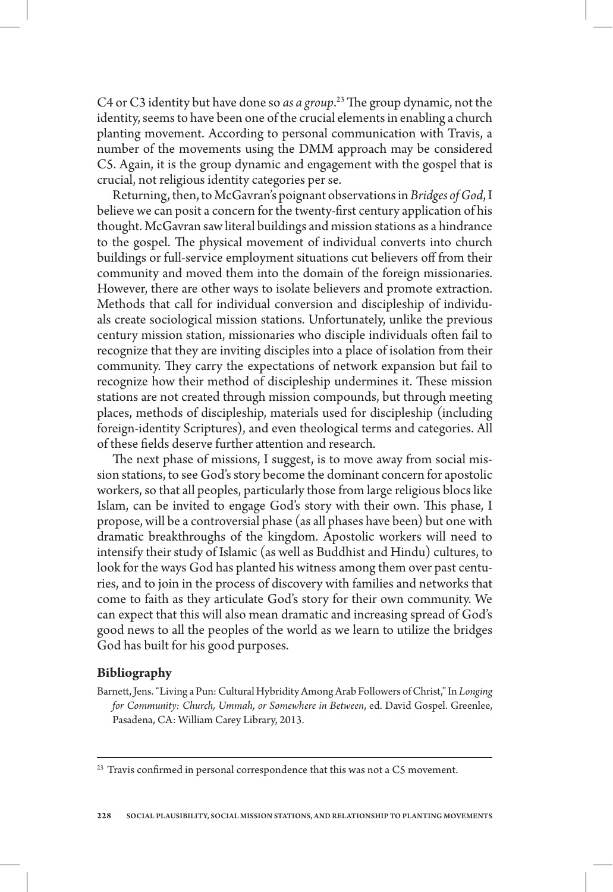C4 or C3 identity but have done so *as a group*.[23] The group dynamic, not the identity, seems to have been one of the crucial elements in enabling a church planting movement. According to personal communication with Travis, a number of the movements using the DMM approach may be considered C5. Again, it is the group dynamic and engagement with the gospel that is crucial, not religious identity categories per se.

Returning, then, to McGavran's poignant observations in *Bridges of God*, I believe we can posit a concern for the twenty-first century application of his thought. McGavran saw literal buildings and mission stations as a hindrance to the gospel. The physical movement of individual converts into church buildings or full-service employment situations cut believers off from their community and moved them into the domain of the foreign missionaries. However, there are other ways to isolate believers and promote extraction. Methods that call for individual conversion and discipleship of individuals create sociological mission stations. Unfortunately, unlike the previous century mission station, missionaries who disciple individuals often fail to recognize that they are inviting disciples into a place of isolation from their community. They carry the expectations of network expansion but fail to recognize how their method of discipleship undermines it. These mission stations are not created through mission compounds, but through meeting places, methods of discipleship, materials used for discipleship (including foreign-identity Scriptures), and even theological terms and categories. All of these fields deserve further attention and research.

The next phase of missions, I suggest, is to move away from social mission stations, to see God's story become the dominant concern for apostolic workers, so that all peoples, particularly those from large religious blocs like Islam, can be invited to engage God's story with their own. This phase, I propose, will be a controversial phase (as all phases have been) but one with dramatic breakthroughs of the kingdom. Apostolic workers will need to intensify their study of Islamic (as well as Buddhist and Hindu) cultures, to look for the ways God has planted his witness among them over past centuries, and to join in the process of discovery with families and networks that come to faith as they articulate God's story for their own community. We can expect that this will also mean dramatic and increasing spread of God's good news to all the peoples of the world as we learn to utilize the bridges God has built for his good purposes.

### Bibliography

Barnett, Jens. "Living a Pun: Cultural Hybridity Among Arab Followers of Christ," In *Longing for Community: Church, Ummah, or Somewhere in Between*, ed. David Gospel. Greenlee, Pasadena, CA: William Carey Library, 2013.

---

[23] Travis confirmed in personal correspondence that this was not a C5 movement.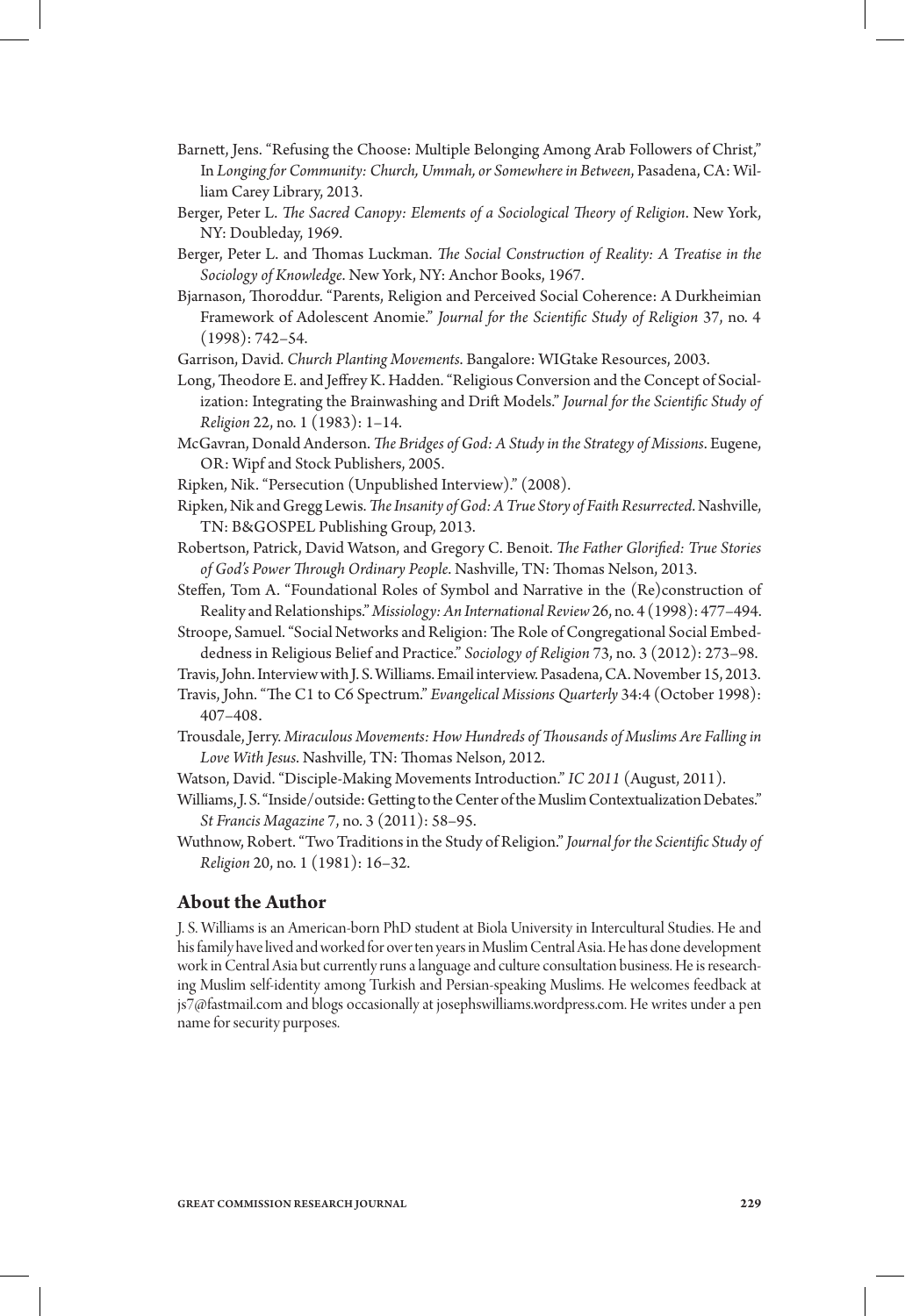Barnett, Jens. "Refusing the Choose: Multiple Belonging Among Arab Followers of Christ," In *Longing for Community: Church, Ummah, or Somewhere in Between*, Pasadena, CA: William Carey Library, 2013.

Berger, Peter L. *The Sacred Canopy: Elements of a Sociological Theory of Religion*. New York, NY: Doubleday, 1969.

Berger, Peter L. and Thomas Luckman. *The Social Construction of Reality: A Treatise in the Sociology of Knowledge*. New York, NY: Anchor Books, 1967.

Bjarnason, Thoroddur. "Parents, Religion and Perceived Social Coherence: A Durkheimian Framework of Adolescent Anomie." *Journal for the Scientific Study of Religion* 37, no. 4 (1998): 742–54.

Garrison, David. *Church Planting Movements*. Bangalore: WIGtake Resources, 2003.

Long, Theodore E. and Jeffrey K. Hadden. "Religious Conversion and the Concept of Socialization: Integrating the Brainwashing and Drift Models." *Journal for the Scientific Study of Religion* 22, no. 1 (1983): 1–14.

McGavran, Donald Anderson. *The Bridges of God: A Study in the Strategy of Missions*. Eugene, OR: Wipf and Stock Publishers, 2005.

Ripken, Nik. "Persecution (Unpublished Interview)." (2008).

Ripken, Nik and Gregg Lewis. *The Insanity of God: A True Story of Faith Resurrected*. Nashville, TN: B&GOSPEL Publishing Group, 2013.

Robertson, Patrick, David Watson, and Gregory C. Benoit. *The Father Glorified: True Stories of God's Power Through Ordinary People*. Nashville, TN: Thomas Nelson, 2013.

Steffen, Tom A. "Foundational Roles of Symbol and Narrative in the (Re)construction of Reality and Relationships." *Missiology: An International Review* 26, no. 4 (1998): 477–494.

Stroope, Samuel. "Social Networks and Religion: The Role of Congregational Social Embeddedness in Religious Belief and Practice." *Sociology of Religion* 73, no. 3 (2012): 273–98.

Travis, John. Interview with J. S. Williams. Email interview. Pasadena, CA. November 15, 2013.

Travis, John. "The C1 to C6 Spectrum." *Evangelical Missions Quarterly* 34:4 (October 1998): 407–408.

Trousdale, Jerry. *Miraculous Movements: How Hundreds of Thousands of Muslims Are Falling in Love With Jesus*. Nashville, TN: Thomas Nelson, 2012.

Watson, David. "Disciple-Making Movements Introduction." *IC 2011* (August, 2011).

Williams, J. S. "Inside/outside: Getting to the Center of the Muslim Contextualization Debates." *St Francis Magazine* 7, no. 3 (2011): 58–95.

Wuthnow, Robert. "Two Traditions in the Study of Religion." *Journal for the Scientific Study of Religion* 20, no. 1 (1981): 16–32.

## About the Author

J. S. Williams is an American-born PhD student at Biola University in Intercultural Studies. He and his family have lived and worked for over ten years in Muslim Central Asia. He has done development work in Central Asia but currently runs a language and culture consultation business. He is researching Muslim self-identity among Turkish and Persian-speaking Muslims. He welcomes feedback at js7@fastmail.com and blogs occasionally at josephswilliams.wordpress.com. He writes under a pen name for security purposes.